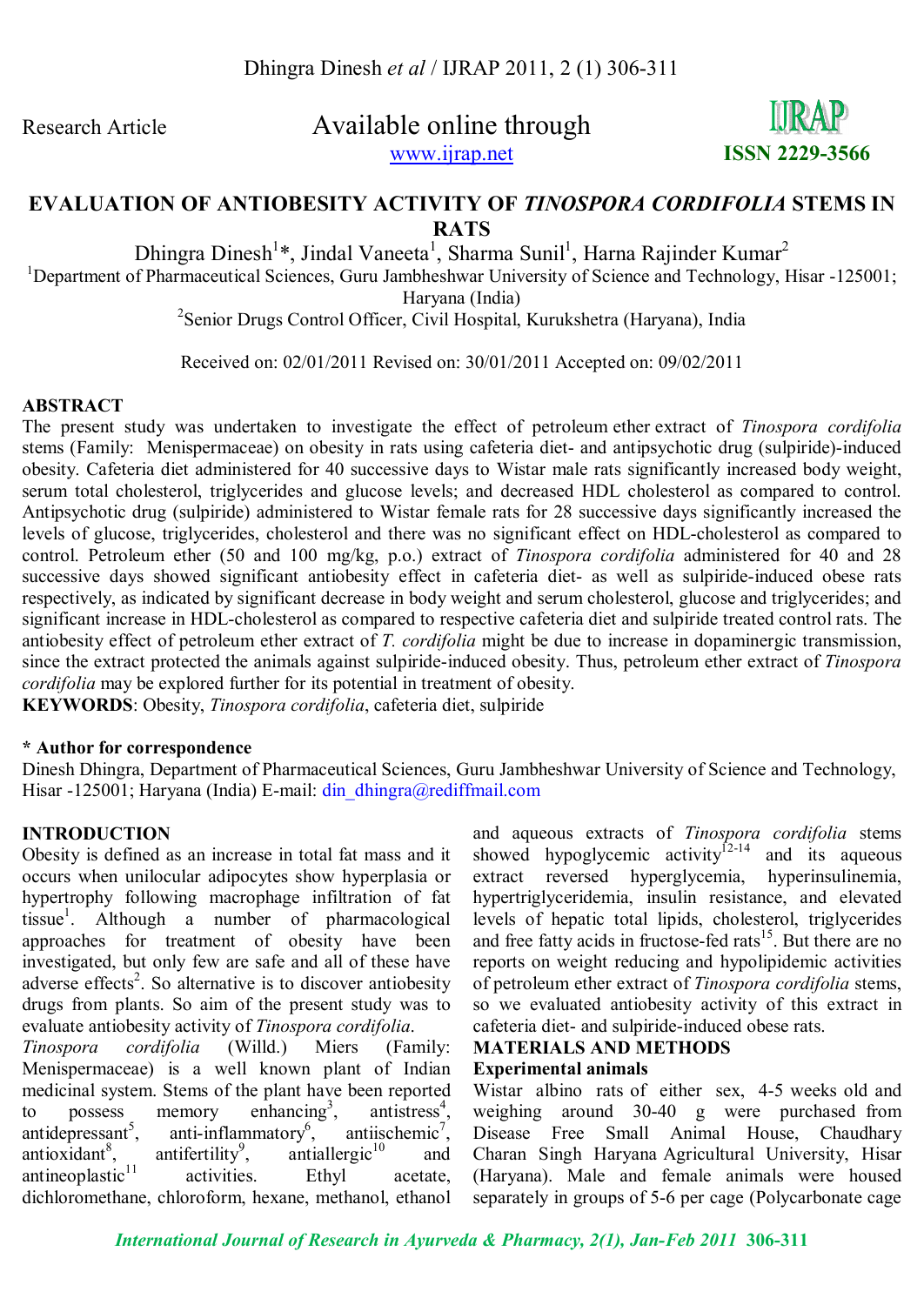Research Article

Available online through
www.ijrap.net

ISSN 2229-3566

# EVALUATION OF ANTIOBESITY ACTIVITY OF *TINOSPORA CORDIFOLIA* STEMS IN RATS

Dhingra Dinesh[1]*, Jindal Vaneeta[1], Sharma Sunil[1], Harna Rajinder Kumar[2]

[1]Department of Pharmaceutical Sciences, Guru Jambheshwar University of Science and Technology, Hisar -125001; Haryana (India)

[2]Senior Drugs Control Officer, Civil Hospital, Kurukshetra (Haryana), India

Received on: 02/01/2011 Revised on: 30/01/2011 Accepted on: 09/02/2011

## ABSTRACT

The present study was undertaken to investigate the effect of petroleum ether extract of *Tinospora cordifolia* stems (Family: Menispermaceae) on obesity in rats using cafeteria diet- and antipsychotic drug (sulpiride)-induced obesity. Cafeteria diet administered for 40 successive days to Wistar male rats significantly increased body weight, serum total cholesterol, triglycerides and glucose levels; and decreased HDL cholesterol as compared to control. Antipsychotic drug (sulpiride) administered to Wistar female rats for 28 successive days significantly increased the levels of glucose, triglycerides, cholesterol and there was no significant effect on HDL-cholesterol as compared to control. Petroleum ether (50 and 100 mg/kg, p.o.) extract of *Tinospora cordifolia* administered for 40 and 28 successive days showed significant antiobesity effect in cafeteria diet- as well as sulpiride-induced obese rats respectively, as indicated by significant decrease in body weight and serum cholesterol, glucose and triglycerides; and significant increase in HDL-cholesterol as compared to respective cafeteria diet and sulpiride treated control rats. The antiobesity effect of petroleum ether extract of *T. cordifolia* might be due to increase in dopaminergic transmission, since the extract protected the animals against sulpiride-induced obesity. Thus, petroleum ether extract of *Tinospora cordifolia* may be explored further for its potential in treatment of obesity.

**KEYWORDS**: Obesity, *Tinospora cordifolia*, cafeteria diet, sulpiride

**\* Author for correspondence**

Dinesh Dhingra, Department of Pharmaceutical Sciences, Guru Jambheshwar University of Science and Technology, Hisar -125001; Haryana (India) E-mail: din_dhingra@rediffmail.com

## INTRODUCTION

Obesity is defined as an increase in total fat mass and it occurs when unilocular adipocytes show hyperplasia or hypertrophy following macrophage infiltration of fat tissue[1]. Although a number of pharmacological approaches for treatment of obesity have been investigated, but only few are safe and all of these have adverse effects[2]. So alternative is to discover antiobesity drugs from plants. So aim of the present study was to evaluate antiobesity activity of *Tinospora cordifolia*.

*Tinospora cordifolia* (Willd.) Miers (Family: Menispermaceae) is a well known plant of Indian medicinal system. Stems of the plant have been reported to possess memory enhancing[3], antistress[4], antidepressant[5], anti-inflammatory[6], antiischemic[7], antioxidant[8], antifertility[9], antiallergic[10] and antineoplastic[11] activities. Ethyl acetate, dichloromethane, chloroform, hexane, methanol, ethanol and aqueous extracts of *Tinospora cordifolia* stems showed hypoglycemic activity[12-14] and its aqueous extract reversed hyperglycemia, hyperinsulinemia, hypertriglyceridemia, insulin resistance, and elevated levels of hepatic total lipids, cholesterol, triglycerides and free fatty acids in fructose-fed rats[15]. But there are no reports on weight reducing and hypolipidemic activities of petroleum ether extract of *Tinospora cordifolia* stems, so we evaluated antiobesity activity of this extract in cafeteria diet- and sulpiride-induced obese rats.

## MATERIALS AND METHODS

### Experimental animals

Wistar albino rats of either sex, 4-5 weeks old and weighing around 30-40 g were purchased from Disease Free Small Animal House, Chaudhary Charan Singh Haryana Agricultural University, Hisar (Haryana). Male and female animals were housed separately in groups of 5-6 per cage (Polycarbonate cage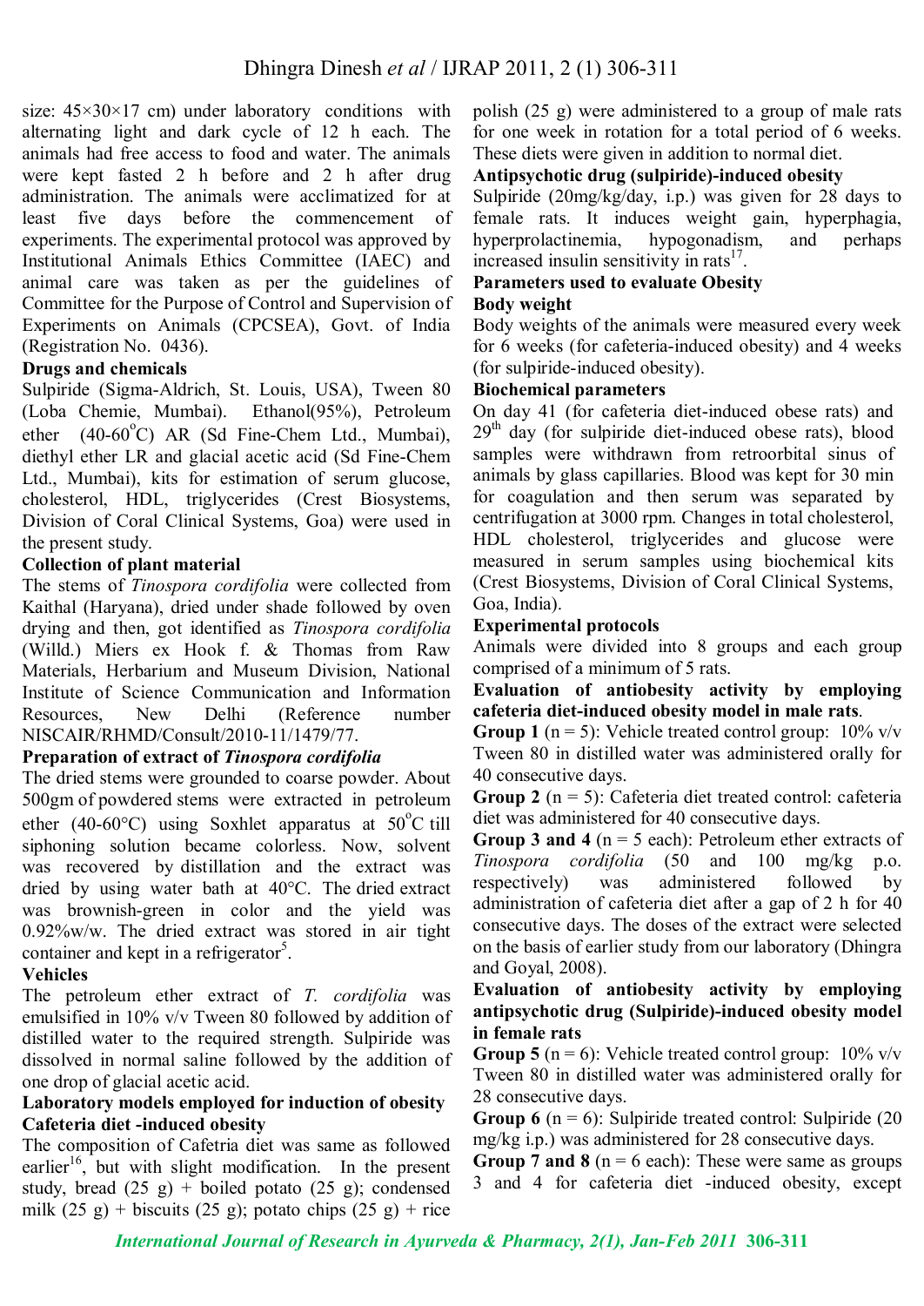size: 45×30×17 cm) under laboratory conditions with alternating light and dark cycle of 12 h each. The animals had free access to food and water. The animals were kept fasted 2 h before and 2 h after drug administration. The animals were acclimatized for at least five days before the commencement of experiments. The experimental protocol was approved by Institutional Animals Ethics Committee (IAEC) and animal care was taken as per the guidelines of Committee for the Purpose of Control and Supervision of Experiments on Animals (CPCSEA), Govt. of India (Registration No. 0436).

**Drugs and chemicals**

Sulpiride (Sigma-Aldrich, St. Louis, USA), Tween 80 (Loba Chemie, Mumbai). Ethanol(95%), Petroleum ether (40-60°C) AR (Sd Fine-Chem Ltd., Mumbai), diethyl ether LR and glacial acetic acid (Sd Fine-Chem Ltd., Mumbai), kits for estimation of serum glucose, cholesterol, HDL, triglycerides (Crest Biosystems, Division of Coral Clinical Systems, Goa) were used in the present study.

**Collection of plant material**

The stems of *Tinospora cordifolia* were collected from Kaithal (Haryana), dried under shade followed by oven drying and then, got identified as *Tinospora cordifolia* (Willd.) Miers ex Hook f. & Thomas from Raw Materials, Herbarium and Museum Division, National Institute of Science Communication and Information Resources, New Delhi (Reference number NISCAIR/RHMD/Consult/2010-11/1479/77.

**Preparation of extract of *Tinospora cordifolia***

The dried stems were grounded to coarse powder. About 500gm of powdered stems were extracted in petroleum ether (40-60°C) using Soxhlet apparatus at 50°C till siphoning solution became colorless. Now, solvent was recovered by distillation and the extract was dried by using water bath at 40°C. The dried extract was brownish-green in color and the yield was 0.92%w/w. The dried extract was stored in air tight container and kept in a refrigerator[5].

**Vehicles**

The petroleum ether extract of *T. cordifolia* was emulsified in 10% v/v Tween 80 followed by addition of distilled water to the required strength. Sulpiride was dissolved in normal saline followed by the addition of one drop of glacial acetic acid.

**Laboratory models employed for induction of obesity**

**Cafeteria diet -induced obesity**

The composition of Cafetria diet was same as followed earlier[16], but with slight modification. In the present study, bread (25 g) + boiled potato (25 g); condensed milk (25 g) + biscuits (25 g); potato chips (25 g) + rice polish (25 g) were administered to a group of male rats for one week in rotation for a total period of 6 weeks. These diets were given in addition to normal diet.

**Antipsychotic drug (sulpiride)-induced obesity**

Sulpiride (20mg/kg/day, i.p.) was given for 28 days to female rats. It induces weight gain, hyperphagia, hyperprolactinemia, hypogonadism, and perhaps increased insulin sensitivity in rats[17].

**Parameters used to evaluate Obesity**

**Body weight**

Body weights of the animals were measured every week for 6 weeks (for cafeteria-induced obesity) and 4 weeks (for sulpiride-induced obesity).

**Biochemical parameters**

On day 41 (for cafeteria diet-induced obese rats) and 29th day (for sulpiride diet-induced obese rats), blood samples were withdrawn from retroorbital sinus of animals by glass capillaries. Blood was kept for 30 min for coagulation and then serum was separated by centrifugation at 3000 rpm. Changes in total cholesterol, HDL cholesterol, triglycerides and glucose were measured in serum samples using biochemical kits (Crest Biosystems, Division of Coral Clinical Systems, Goa, India).

**Experimental protocols**

Animals were divided into 8 groups and each group comprised of a minimum of 5 rats.

**Evaluation of antiobesity activity by employing cafeteria diet-induced obesity model in male rats**.

**Group 1** (n = 5): Vehicle treated control group: 10% v/v Tween 80 in distilled water was administered orally for 40 consecutive days.

**Group 2** (n = 5): Cafeteria diet treated control: cafeteria diet was administered for 40 consecutive days.

**Group 3 and 4** (n = 5 each): Petroleum ether extracts of *Tinospora cordifolia* (50 and 100 mg/kg p.o. respectively) was administered followed by administration of cafeteria diet after a gap of 2 h for 40 consecutive days. The doses of the extract were selected on the basis of earlier study from our laboratory (Dhingra and Goyal, 2008).

**Evaluation of antiobesity activity by employing antipsychotic drug (Sulpiride)-induced obesity model in female rats**

**Group 5** (n = 6): Vehicle treated control group: 10% v/v Tween 80 in distilled water was administered orally for 28 consecutive days.

**Group 6** (n = 6): Sulpiride treated control: Sulpiride (20 mg/kg i.p.) was administered for 28 consecutive days.

**Group 7 and 8** (n = 6 each): These were same as groups 3 and 4 for cafeteria diet -induced obesity, except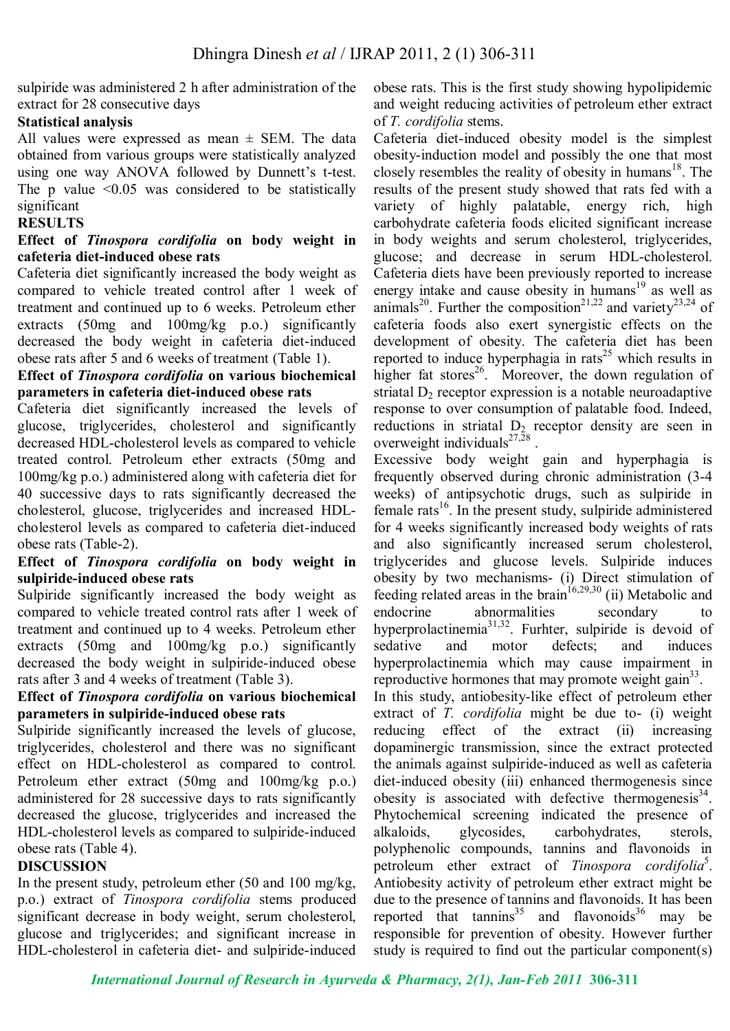sulpiride was administered 2 h after administration of the extract for 28 consecutive days

**Statistical analysis**

All values were expressed as mean ± SEM. The data obtained from various groups were statistically analyzed using one way ANOVA followed by Dunnett's t-test. The p value $<0.05$ was considered to be statistically significant

## RESULTS

**Effect of *Tinospora cordifolia* on body weight in cafeteria diet-induced obese rats**

Cafeteria diet significantly increased the body weight as compared to vehicle treated control after 1 week of treatment and continued up to 6 weeks. Petroleum ether extracts (50mg and 100mg/kg p.o.) significantly decreased the body weight in cafeteria diet-induced obese rats after 5 and 6 weeks of treatment (Table 1).

**Effect of *Tinospora cordifolia* on various biochemical parameters in cafeteria diet-induced obese rats**

Cafeteria diet significantly increased the levels of glucose, triglycerides, cholesterol and significantly decreased HDL-cholesterol levels as compared to vehicle treated control. Petroleum ether extracts (50mg and 100mg/kg p.o.) administered along with cafeteria diet for 40 successive days to rats significantly decreased the cholesterol, glucose, triglycerides and increased HDL-cholesterol levels as compared to cafeteria diet-induced obese rats (Table-2).

**Effect of *Tinospora cordifolia* on body weight in sulpiride-induced obese rats**

Sulpiride significantly increased the body weight as compared to vehicle treated control rats after 1 week of treatment and continued up to 4 weeks. Petroleum ether extracts (50mg and 100mg/kg p.o.) significantly decreased the body weight in sulpiride-induced obese rats after 3 and 4 weeks of treatment (Table 3).

**Effect of *Tinospora cordifolia* on various biochemical parameters in sulpiride-induced obese rats**

Sulpiride significantly increased the levels of glucose, triglycerides, cholesterol and there was no significant effect on HDL-cholesterol as compared to control. Petroleum ether extract (50mg and 100mg/kg p.o.) administered for 28 successive days to rats significantly decreased the glucose, triglycerides and increased the HDL-cholesterol levels as compared to sulpiride-induced obese rats (Table 4).

## DISCUSSION

In the present study, petroleum ether (50 and 100 mg/kg, p.o.) extract of *Tinospora cordifolia* stems produced significant decrease in body weight, serum cholesterol, glucose and triglycerides; and significant increase in HDL-cholesterol in cafeteria diet- and sulpiride-induced obese rats. This is the first study showing hypolipidemic and weight reducing activities of petroleum ether extract of *T. cordifolia* stems.

Cafeteria diet-induced obesity model is the simplest obesity-induction model and possibly the one that most closely resembles the reality of obesity in humans[18]. The results of the present study showed that rats fed with a variety of highly palatable, energy rich, high carbohydrate cafeteria foods elicited significant increase in body weights and serum cholesterol, triglycerides, glucose; and decrease in serum HDL-cholesterol. Cafeteria diets have been previously reported to increase energy intake and cause obesity in humans[19] as well as animals[20]. Further the composition[21,22] and variety[23,24] of cafeteria foods also exert synergistic effects on the development of obesity. The cafeteria diet has been reported to induce hyperphagia in rats[25] which results in higher fat stores[26]. Moreover, the down regulation of striatal $D_2$ receptor expression is a notable neuroadaptive response to over consumption of palatable food. Indeed, reductions in striatal $D_2$ receptor density are seen in overweight individuals[27,28].

Excessive body weight gain and hyperphagia is frequently observed during chronic administration (3-4 weeks) of antipsychotic drugs, such as sulpiride in female rats[16]. In the present study, sulpiride administered for 4 weeks significantly increased body weights of rats and also significantly increased serum cholesterol, triglycerides and glucose levels. Sulpiride induces obesity by two mechanisms- (i) Direct stimulation of feeding related areas in the brain[16,29,30] (ii) Metabolic and endocrine abnormalities secondary to hyperprolactinemia[31,32]. Furhter, sulpiride is devoid of sedative and motor defects; and induces hyperprolactinemia which may cause impairment in reproductive hormones that may promote weight gain[33].

In this study, antiobesity-like effect of petroleum ether extract of *T. cordifolia* might be due to- (i) weight reducing effect of the extract (ii) increasing dopaminergic transmission, since the extract protected the animals against sulpiride-induced as well as cafeteria diet-induced obesity (iii) enhanced thermogenesis since obesity is associated with defective thermogenesis[34]. Phytochemical screening indicated the presence of alkaloids, glycosides, carbohydrates, sterols, polyphenolic compounds, tannins and flavonoids in petroleum ether extract of *Tinospora cordifolia*[5]. Antiobesity activity of petroleum ether extract might be due to the presence of tannins and flavonoids. It has been reported that tannins[35] and flavonoids[36] may be responsible for prevention of obesity. However further study is required to find out the particular component(s)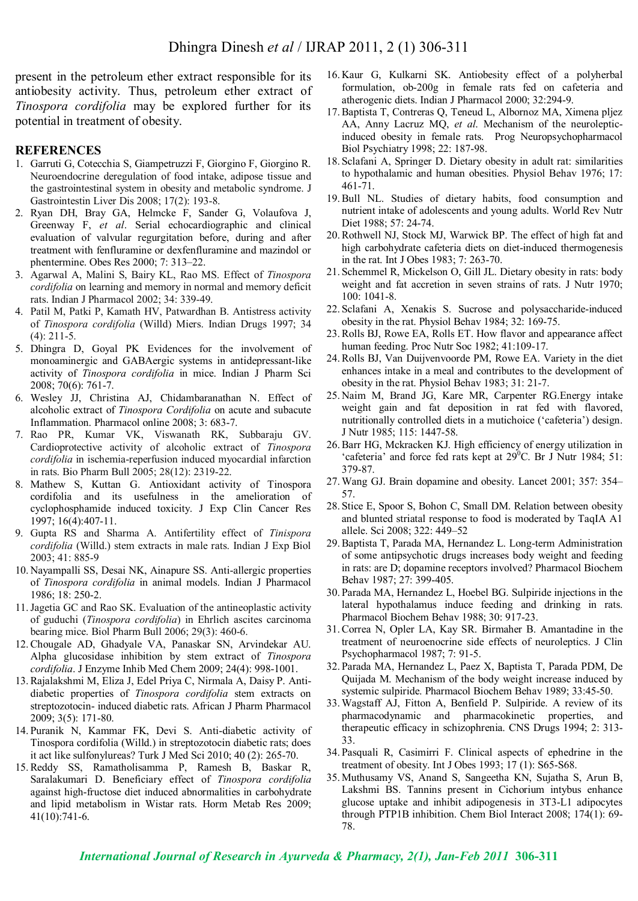present in the petroleum ether extract responsible for its antiobesity activity. Thus, petroleum ether extract of *Tinospora cordifolia* may be explored further for its potential in treatment of obesity.

## REFERENCES

1. Garruti G, Cotecchia S, Giampetruzzi F, Giorgino F, Giorgino R. Neuroendocrine deregulation of food intake, adipose tissue and the gastrointestinal system in obesity and metabolic syndrome. J Gastrointestin Liver Dis 2008; 17(2): 193-8.
2. Ryan DH, Bray GA, Helmcke F, Sander G, Volaufova J, Greenway F, *et al*. Serial echocardiographic and clinical evaluation of valvular regurgitation before, during and after treatment with fenfluramine or dexfenfluramine and mazindol or phentermine. Obes Res 2000; 7: 313–22.
3. Agarwal A, Malini S, Bairy KL, Rao MS. Effect of *Tinospora cordifolia* on learning and memory in normal and memory deficit rats. Indian J Pharmacol 2002; 34: 339-49.
4. Patil M, Patki P, Kamath HV, Patwardhan B. Antistress activity of *Tinospora cordifolia* (Willd) Miers. Indian Drugs 1997; 34 (4): 211-5.
5. Dhingra D, Goyal PK Evidences for the involvement of monoaminergic and GABAergic systems in antidepressant-like activity of *Tinospora cordifolia* in mice. Indian J Pharm Sci 2008; 70(6): 761-7.
6. Wesley JJ, Christina AJ, Chidambaranathan N. Effect of alcoholic extract of *Tinospora Cordifolia* on acute and subacute Inflammation. Pharmacol online 2008; 3: 683-7.
7. Rao PR, Kumar VK, Viswanath RK, Subbaraju GV. Cardioprotective activity of alcoholic extract of *Tinospora cordifolia* in ischemia-reperfusion induced myocardial infarction in rats. Bio Pharm Bull 2005; 28(12): 2319-22.
8. Mathew S, Kuttan G. Antioxidant activity of Tinospora cordifolia and its usefulness in the amelioration of cyclophosphamide induced toxicity. J Exp Clin Cancer Res 1997; 16(4):407-11.
9. Gupta RS and Sharma A. Antifertility effect of *Tinispora cordifolia* (Willd.) stem extracts in male rats. Indian J Exp Biol 2003; 41: 885-9
10. Nayampalli SS, Desai NK, Ainapure SS. Anti-allergic properties of *Tinospora cordifolia* in animal models. Indian J Pharmacol 1986; 18: 250-2.
11. Jagetia GC and Rao SK. Evaluation of the antineoplastic activity of guduchi (*Tinospora cordifolia*) in Ehrlich ascites carcinoma bearing mice. Biol Pharm Bull 2006; 29(3): 460-6.
12. Chougale AD, Ghadyale VA, Panaskar SN, Arvindekar AU. Alpha glucosidase inhibition by stem extract of *Tinospora cordifolia*. J Enzyme Inhib Med Chem 2009; 24(4): 998-1001.
13. Rajalakshmi M, Eliza J, Edel Priya C, Nirmala A, Daisy P. Anti-diabetic properties of *Tinospora cordifolia* stem extracts on streptozotocin- induced diabetic rats. African J Pharm Pharmacol 2009; 3(5): 171-80.
14. Puranik N, Kammar FK, Devi S. Anti-diabetic activity of Tinospora cordifolia (Willd.) in streptozotocin diabetic rats; does it act like sulfonylureas? Turk J Med Sci 2010; 40 (2): 265-70.
15. Reddy SS, Ramatholisamma P, Ramesh B, Baskar R, Saralakumari D. Beneficiary effect of *Tinospora cordifolia* against high-fructose diet induced abnormalities in carbohydrate and lipid metabolism in Wistar rats. Horm Metab Res 2009; 41(10):741-6.
16. Kaur G, Kulkarni SK. Antiobesity effect of a polyherbal formulation, ob-200g in female rats fed on cafeteria and atherogenic diets. Indian J Pharmacol 2000; 32:294-9.
17. Baptista T, Contreras Q, Teneud L, Albornoz MA, Ximena pljez AA, Anny Lacruz MQ, *et al*. Mechanism of the neuroleptic-induced obesity in female rats. Prog Neuropsychopharmacol Biol Psychiatry 1998; 22: 187-98.
18. Sclafani A, Springer D. Dietary obesity in adult rat: similarities to hypothalamic and human obesities. Physiol Behav 1976; 17: 461-71.
19. Bull NL. Studies of dietary habits, food consumption and nutrient intake of adolescents and young adults. World Rev Nutr Diet 1988; 57: 24-74.
20. Rothwell NJ, Stock MJ, Warwick BP. The effect of high fat and high carbohydrate cafeteria diets on diet-induced thermogenesis in the rat. Int J Obes 1983; 7: 263-70.
21. Schemmel R, Mickelson O, Gill JL. Dietary obesity in rats: body weight and fat accretion in seven strains of rats. J Nutr 1970; 100: 1041-8.
22. Sclafani A, Xenakis S. Sucrose and polysaccharide-induced obesity in the rat. Physiol Behav 1984; 32: 169-75.
23. Rolls BJ, Rowe EA, Rolls ET. How flavor and appearance affect human feeding. Proc Nutr Soc 1982; 41:109-17.
24. Rolls BJ, Van Duijvenvoorde PM, Rowe EA. Variety in the diet enhances intake in a meal and contributes to the development of obesity in the rat. Physiol Behav 1983; 31: 21-7.
25. Naim M, Brand JG, Kare MR, Carpenter RG.Energy intake weight gain and fat deposition in rat fed with flavored, nutritionally controlled diets in a mutichoice ('cafeteria') design. J Nutr 1985; 115: 1447-58.
26. Barr HG, Mckracken KJ. High efficiency of energy utilization in 'cafeteria' and force fed rats kept at 29$^{0}$C. Br J Nutr 1984; 51: 379-87.
27. Wang GJ. Brain dopamine and obesity. Lancet 2001; 357: 354–57.
28. Stice E, Spoor S, Bohon C, Small DM. Relation between obesity and blunted striatal response to food is moderated by TaqIA A1 allele. Sci 2008; 322: 449–52
29. Baptista T, Parada MA, Hernandez L. Long-term Administration of some antipsychotic drugs increases body weight and feeding in rats: are D; dopamine receptors involved? Pharmacol Biochem Behav 1987; 27: 399-405.
30. Parada MA, Hernandez L, Hoebel BG. Sulpiride injections in the lateral hypothalamus induce feeding and drinking in rats. Pharmacol Biochem Behav 1988; 30: 917-23.
31. Correa N, Opler LA, Kay SR. Birmaher B. Amantadine in the treatment of neuroenocrine side effects of neuroleptics. J Clin Psychopharmacol 1987; 7: 91-5.
32. Parada MA, Hernandez L, Paez X, Baptista T, Parada PDM, De Quijada M. Mechanism of the body weight increase induced by systemic sulpiride. Pharmacol Biochem Behav 1989; 33:45-50.
33. Wagstaff AJ, Fitton A, Benfield P. Sulpiride. A review of its pharmacodynamic and pharmacokinetic properties, and therapeutic efficacy in schizophrenia. CNS Drugs 1994; 2: 313-33.
34. Pasquali R, Casimirri F. Clinical aspects of ephedrine in the treatment of obesity. Int J Obes 1993; 17 (1): S65-S68.
35. Muthusamy VS, Anand S, Sangeetha KN, Sujatha S, Arun B, Lakshmi BS. Tannins present in Cichorium intybus enhance glucose uptake and inhibit adipogenesis in 3T3-L1 adipocytes through PTP1B inhibition. Chem Biol Interact 2008; 174(1): 69-78.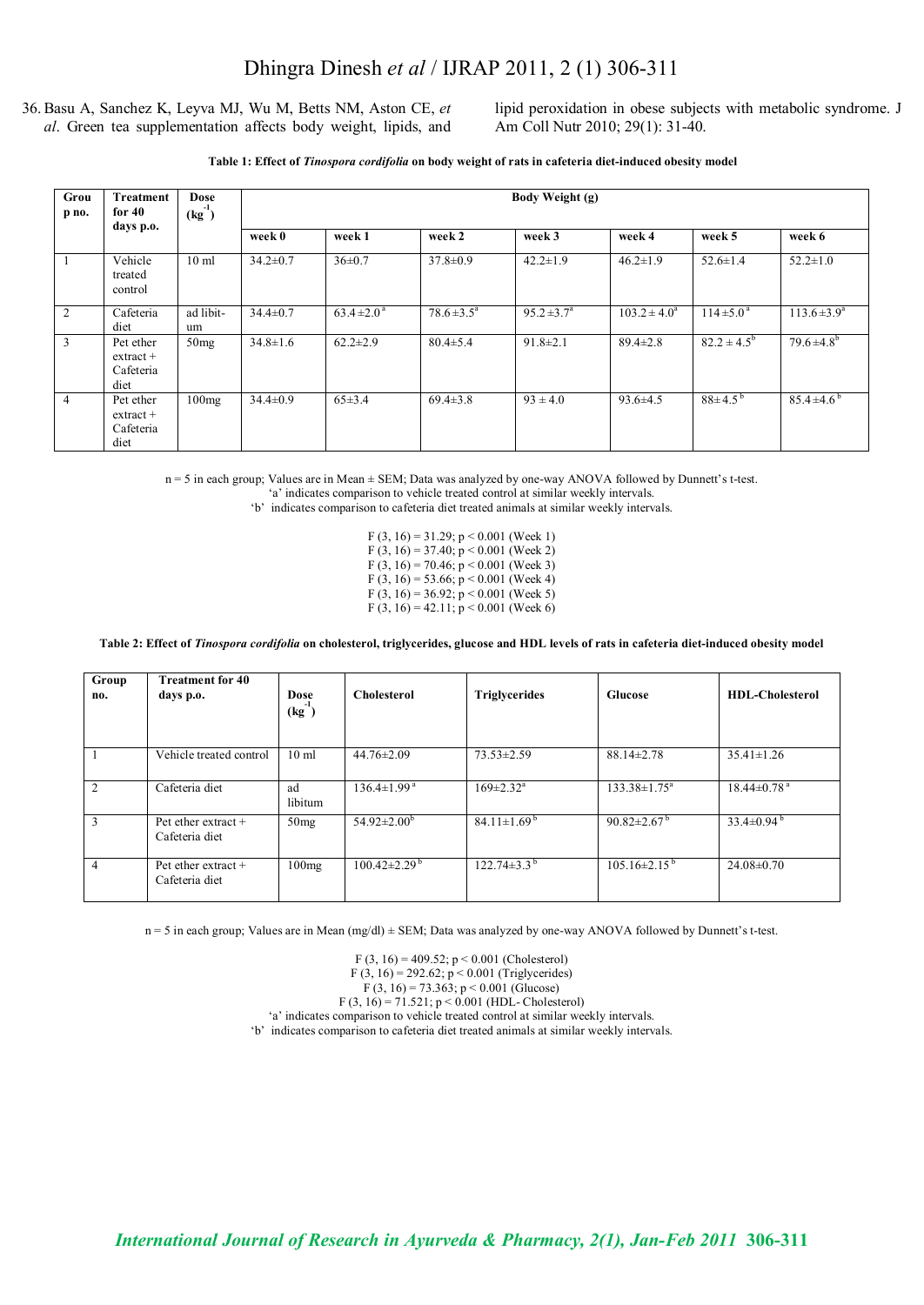36. Basu A, Sanchez K, Leyva MJ, Wu M, Betts NM, Aston CE, *et al*. Green tea supplementation affects body weight, lipids, and lipid peroxidation in obese subjects with metabolic syndrome. J Am Coll Nutr 2010; 29(1): 31-40.

**Table 1: Effect of *Tinospora cordifolia* on body weight of rats in cafeteria diet-induced obesity model**

| Group no. | Treatment for 40 days p.o. | Dose ($kg^{-1}$) | Body Weight (g) | | | | | | |
|---|---|---|---|---|---|---|---|---|---|
| | | | week 0 | week 1 | week 2 | week 3 | week 4 | week 5 | week 6 |
| 1 | Vehicle treated control | 10 ml | 34.2±0.7 | 36±0.7 | 37.8±0.9 | 42.2±1.9 | 46.2±1.9 | 52.6±1.4 | 52.2±1.0 |
| 2 | Cafeteria diet | ad libitum | 34.4±0.7 | 63.4±2.0[a] | 78.6±3.5[a] | 95.2±3.7[a] | 103.2±4.0[a] | 114±5.0[a] | 113.6±3.9[a] |
| 3 | Pet ether extract + Cafeteria diet | 50mg | 34.8±1.6 | 62.2±2.9 | 80.4±5.4 | 91.8±2.1 | 89.4±2.8 | 82.2±4.5[b] | 79.6±4.8[b] |
| 4 | Pet ether extract + Cafeteria diet | 100mg | 34.4±0.9 | 65±3.4 | 69.4±3.8 | 93±4.0 | 93.6±4.5 | 88±4.5[b] | 85.4±4.6[b] |

n = 5 in each group; Values are in Mean ± SEM; Data was analyzed by one-way ANOVA followed by Dunnett's t-test.
'a' indicates comparison to vehicle treated control at similar weekly intervals.
'b' indicates comparison to cafeteria diet treated animals at similar weekly intervals.

$F(3, 16) = 31.29$; $p < 0.001$ (Week 1)
$F(3, 16) = 37.40$; $p < 0.001$ (Week 2)
$F(3, 16) = 70.46$; $p < 0.001$ (Week 3)
$F(3, 16) = 53.66$; $p < 0.001$ (Week 4)
$F(3, 16) = 36.92$; $p < 0.001$ (Week 5)
$F(3, 16) = 42.11$; $p < 0.001$ (Week 6)

**Table 2: Effect of *Tinospora cordifolia* on cholesterol, triglycerides, glucose and HDL levels of rats in cafeteria diet-induced obesity model**

| Group no. | Treatment for 40 days p.o. | Dose ($kg^{-1}$) | Cholesterol | Triglycerides | Glucose | HDL-Cholesterol |
|---|---|---|---|---|---|---|
| 1 | Vehicle treated control | 10 ml | 44.76±2.09 | 73.53±2.59 | 88.14±2.78 | 35.41±1.26 |
| 2 | Cafeteria diet | ad libitum | 136.4±1.99[a] | 169±2.32[a] | 133.38±1.75[a] | 18.44±0.78[a] |
| 3 | Pet ether extract + Cafeteria diet | 50mg | 54.92±2.00[b] | 84.11±1.69[b] | 90.82±2.67[b] | 33.4±0.94[b] |
| 4 | Pet ether extract + Cafeteria diet | 100mg | 100.42±2.29[b] | 122.74±3.3[b] | 105.16±2.15[b] | 24.08±0.70 |

n = 5 in each group; Values are in Mean (mg/dl) ± SEM; Data was analyzed by one-way ANOVA followed by Dunnett's t-test.

$F(3, 16) = 409.52$; $p < 0.001$ (Cholesterol)
$F(3, 16) = 292.62$; $p < 0.001$ (Triglycerides)
$F(3, 16) = 73.363$; $p < 0.001$ (Glucose)
$F(3, 16) = 71.521$; $p < 0.001$ (HDL- Cholesterol)
'a' indicates comparison to vehicle treated control at similar weekly intervals.
'b' indicates comparison to cafeteria diet treated animals at similar weekly intervals.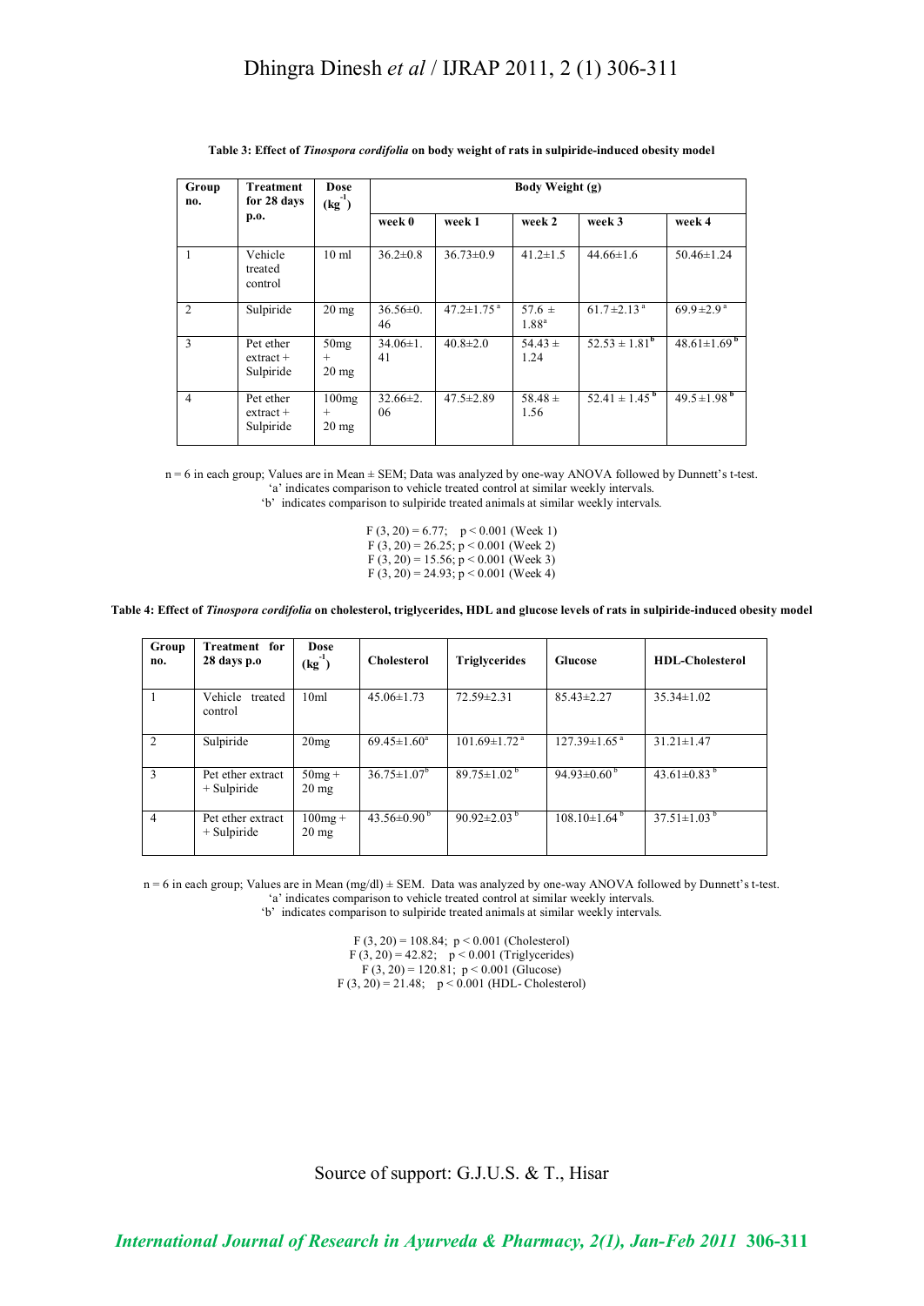**Table 3: Effect of *Tinospora cordifolia* on body weight of rats in sulpiride-induced obesity model**

| Group no. | Treatment for 28 days p.o. | Dose ($kg^{-1}$) | Body Weight (g) | | | | |
|---|---|---|---|---|---|---|---|
| | | | week 0 | week 1 | week 2 | week 3 | week 4 |
| 1 | Vehicle treated control | 10 ml | 36.2±0.8 | 36.73±0.9 | 41.2±1.5 | 44.66±1.6 | 50.46±1.24 |
| 2 | Sulpiride | 20 mg | 36.56±0.46 | 47.2±1.75 [a] | 57.6 ± 1.88[a] | 61.7±2.13 [a] | 69.9±2.9 [a] |
| 3 | Pet ether extract + Sulpiride | 50mg + 20 mg | 34.06±1.41 | 40.8±2.0 | 54.43 ± 1.24 | 52.53 ± 1.81[b] | 48.61±1.69 [b] |
| 4 | Pet ether extract + Sulpiride | 100mg + 20 mg | 32.66±2.06 | 47.5±2.89 | 58.48 ± 1.56 | 52.41 ± 1.45 [b] | 49.5±1.98 [b] |

n = 6 in each group; Values are in Mean ± SEM; Data was analyzed by one-way ANOVA followed by Dunnett's t-test.
'a' indicates comparison to vehicle treated control at similar weekly intervals.
'b' indicates comparison to sulpiride treated animals at similar weekly intervals.

$F (3, 20) = 6.77$; $p < 0.001$ (Week 1)
$F (3, 20) = 26.25$; $p < 0.001$ (Week 2)
$F (3, 20) = 15.56$; $p < 0.001$ (Week 3)
$F (3, 20) = 24.93$; $p < 0.001$ (Week 4)

**Table 4: Effect of *Tinospora cordifolia* on cholesterol, triglycerides, HDL and glucose levels of rats in sulpiride-induced obesity model**

| Group no. | Treatment for 28 days p.o | Dose ($kg^{-1}$) | Cholesterol | Triglycerides | Glucose | HDL-Cholesterol |
|---|---|---|---|---|---|---|
| 1 | Vehicle treated control | 10ml | 45.06±1.73 | 72.59±2.31 | 85.43±2.27 | 35.34±1.02 |
| 2 | Sulpiride | 20mg | 69.45±1.60[a] | 101.69±1.72 [a] | 127.39±1.65 [a] | 31.21±1.47 |
| 3 | Pet ether extract + Sulpiride | 50mg + 20 mg | 36.75±1.07[b] | 89.75±1.02 [b] | 94.93±0.60 [b] | 43.61±0.83 [b] |
| 4 | Pet ether extract + Sulpiride | 100mg + 20 mg | 43.56±0.90 [b] | 90.92±2.03 [b] | 108.10±1.64 [b] | 37.51±1.03 [b] |

n = 6 in each group; Values are in Mean (mg/dl) ± SEM. Data was analyzed by one-way ANOVA followed by Dunnett's t-test.
'a' indicates comparison to vehicle treated control at similar weekly intervals.
'b' indicates comparison to sulpiride treated animals at similar weekly intervals.

$F (3, 20) = 108.84$; $p < 0.001$ (Cholesterol)
$F (3, 20) = 42.82$; $p < 0.001$ (Triglycerides)
$F (3, 20) = 120.81$; $p < 0.001$ (Glucose)
$F (3, 20) = 21.48$; $p < 0.001$ (HDL- Cholesterol)

Source of support: G.J.U.S. & T., Hisar